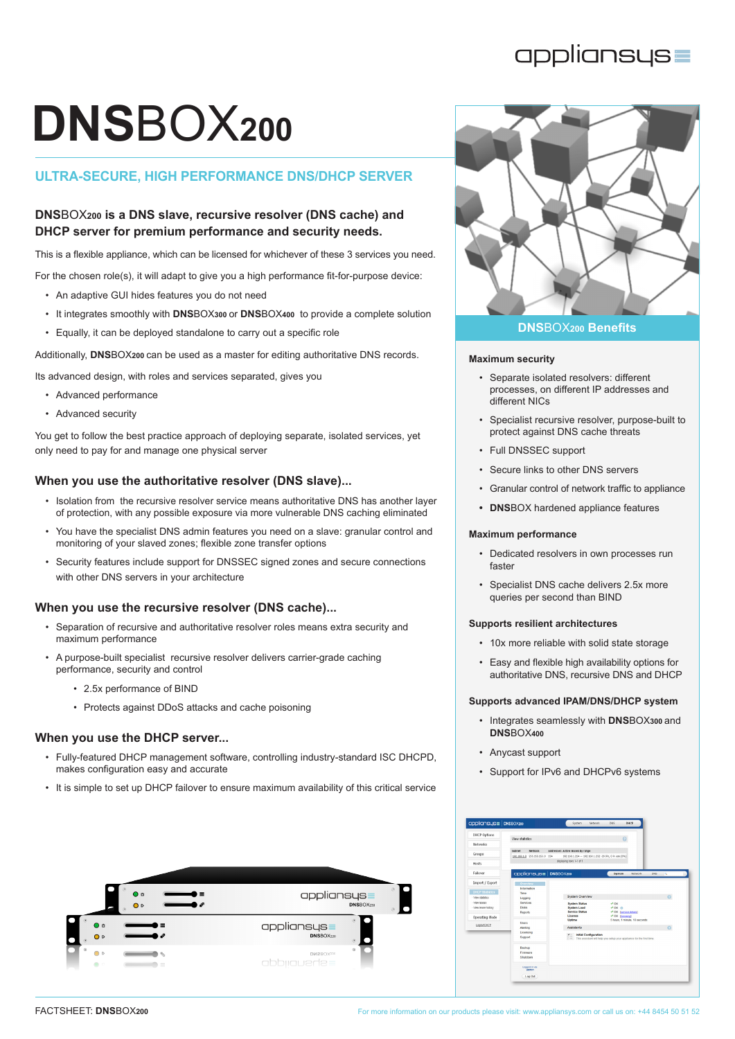# **DNS**BOX200

## ULTRA-SECURE, HIGH PERFORMANCE DNS/DHCP SERVER

**DNS**BOX200 **is a DNS slave, recursive resolver (DNS cache) and DHCP server for premium performance and security needs.**

This is a flexible appliance, which can be licensed for whichever of these 3 services you need.

For the chosen role(s), it will adapt to give you a high performance fit-for-purpose device:

- An adaptive GUI hides features you do not need
- It integrates smoothly with **DNS**BOX300 or **DNS**BOX400 to provide a complete solution
- Equally, it can be deployed standalone to carry out a specific role

Additionally, **DNS**BOX200 can be used as a master for editing authoritative DNS records.

Its advanced design, with roles and services separated, gives you

- Advanced performance
- Advanced security

You get to follow the best practice approach of deploying separate, isolated services, yet only need to pay for and manage one physical server

### When you use the authoritative resolver (DNS slave)...

- Isolation from the recursive resolver service means authoritative DNS has another layer of protection, with any possible exposure via more vulnerable DNS caching eliminated
- You have the specialist DNS admin features you need on a slave: granular control and monitoring of your slaved zones; flexible zone transfer options
- Security features include support for DNSSEC signed zones and secure connections with other DNS servers in your architecture

### When you use the recursive resolver (DNS cache)...

- Separation of recursive and authoritative resolver roles means extra security and maximum performance
- A purpose-built specialist recursive resolver delivers carrier-grade caching performance, security and control
  - 2.5x performance of BIND
  - Protects against DDoS attacks and cache poisoning

### When you use the DHCP server...

- Fully-featured DHCP management software, controlling industry-standard ISC DHCPD, makes configuration easy and accurate
- It is simple to set up DHCP failover to ensure maximum availability of this critical service

## **DNS**BOX200 Benefits

**Maximum security**

- Separate isolated resolvers: different processes, on different IP addresses and different NICs
- Specialist recursive resolver, purpose-built to protect against DNS cache threats
- Full DNSSEC support
- Secure links to other DNS servers
- Granular control of network traffic to appliance
- **DNS**BOX hardened appliance features

**Maximum performance**

- Dedicated resolvers in own processes run faster
- Specialist DNS cache delivers 2.5x more queries per second than BIND

**Supports resilient architectures**

- 10x more reliable with solid state storage
- Easy and flexible high availability options for authoritative DNS, recursive DNS and DHCP

**Supports advanced IPAM/DNS/DHCP system**

- Integrates seamlessly with **DNS**BOX300 and **DNS**BOX400
- Anycast support
- Support for IPv6 and DHCPv6 systems

FACTSHEET: **DNS**BOX200

For more information on our products please visit: www.appliansys.com or call us on: +44 8454 50 51 52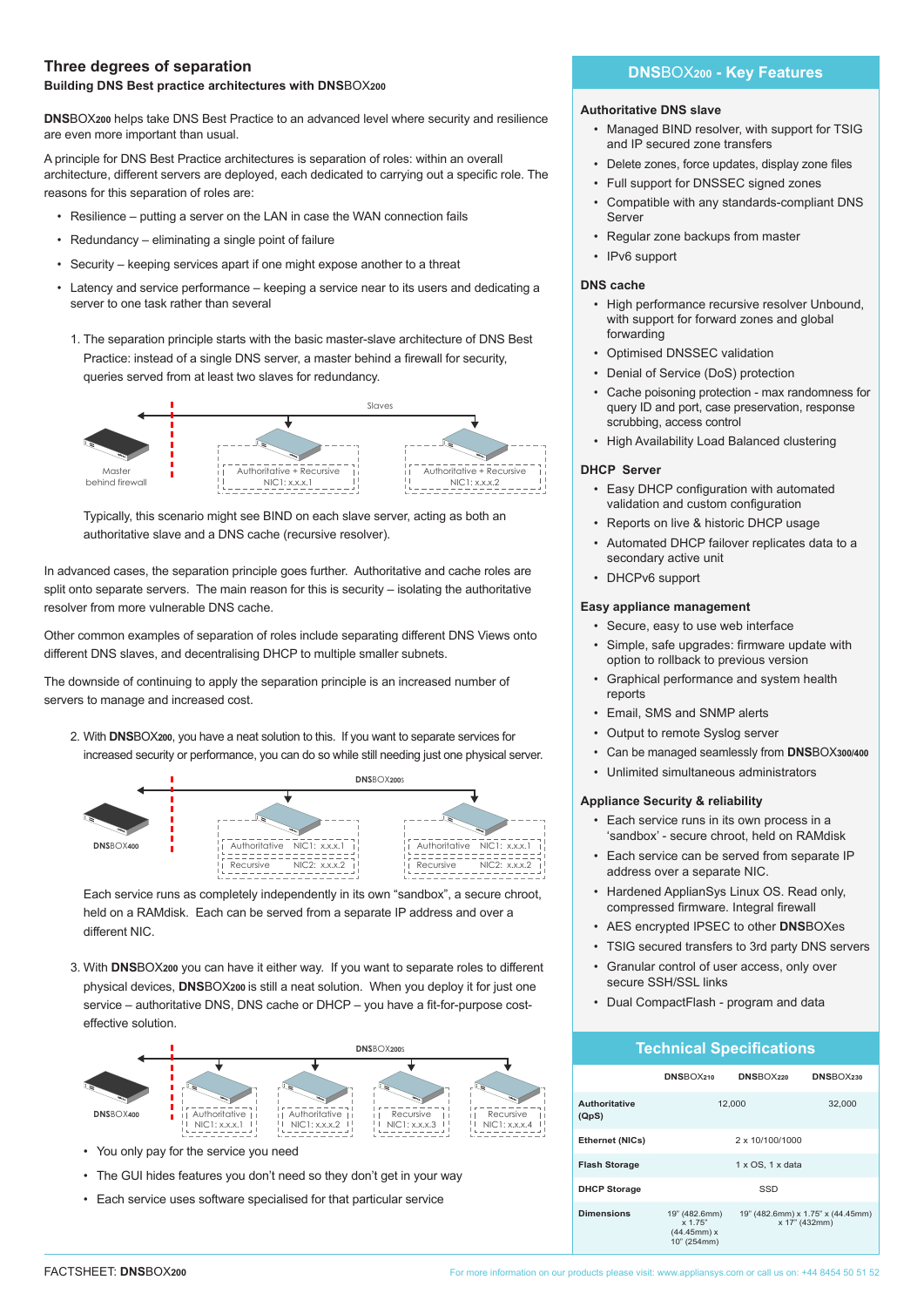## Three degrees of separation

### Building DNS Best practice architectures with DNSBOX200

**DNS**BOX200 helps take DNS Best Practice to an advanced level where security and resilience are even more important than usual.

A principle for DNS Best Practice architectures is separation of roles: within an overall architecture, different servers are deployed, each dedicated to carrying out a specific role. The reasons for this separation of roles are:

- Resilience – putting a server on the LAN in case the WAN connection fails
- Redundancy – eliminating a single point of failure
- Security – keeping services apart if one might expose another to a threat
- Latency and service performance – keeping a service near to its users and dedicating a server to one task rather than several

1. The separation principle starts with the basic master-slave architecture of DNS Best Practice: instead of a single DNS server, a master behind a firewall for security, queries served from at least two slaves for redundancy.

Slaves

Master behind firewall

Authoritative + Recursive NIC1: x.x.x.1

Authoritative + Recursive NIC1: x.x.x.2

Typically, this scenario might see BIND on each slave server, acting as both an authoritative slave and a DNS cache (recursive resolver).

In advanced cases, the separation principle goes further. Authoritative and cache roles are split onto separate servers. The main reason for this is security – isolating the authoritative resolver from more vulnerable DNS cache.

Other common examples of separation of roles include separating different DNS Views onto different DNS slaves, and decentralising DHCP to multiple smaller subnets.

The downside of continuing to apply the separation principle is an increased number of servers to manage and increased cost.

2. With **DNS**BOX200, you have a neat solution to this. If you want to separate services for increased security or performance, you can do so while still needing just one physical server.

DNSBOX200S

DNSBOX400

Authoritative NIC1: x.x.x.1 Recursive NIC2: x.x.x.2

Authoritative NIC1: x.x.x.1 Recursive NIC2: x.x.x.2

Each service runs as completely independently in its own "sandbox", a secure chroot, held on a RAMdisk. Each can be served from a separate IP address and over a different NIC.

3. With **DNS**BOX200 you can have it either way. If you want to separate roles to different physical devices, **DNS**BOX200 is still a neat solution. When you deploy it for just one service – authoritative DNS, DNS cache or DHCP – you have a fit-for-purpose cost-effective solution.

DNSBOX200S

DNSBOX400

Authoritative NIC1: x.x.x.1

Authoritative NIC1: x.x.x.2

Recursive NIC1: x.x.x.3

Recursive NIC1: x.x.x.4

- You only pay for the service you need
- The GUI hides features you don't need so they don't get in your way
- Each service uses software specialised for that particular service

## DNSBOX200 - Key Features

### Authoritative DNS slave

- Managed BIND resolver, with support for TSIG and IP secured zone transfers
- Delete zones, force updates, display zone files
- Full support for DNSSEC signed zones
- Compatible with any standards-compliant DNS Server
- Regular zone backups from master
- IPv6 support

### DNS cache

- High performance recursive resolver Unbound, with support for forward zones and global forwarding
- Optimised DNSSEC validation
- Denial of Service (DoS) protection
- Cache poisoning protection - max randomness for query ID and port, case preservation, response scrubbing, access control
- High Availability Load Balanced clustering

### DHCP Server

- Easy DHCP configuration with automated validation and custom configuration
- Reports on live & historic DHCP usage
- Automated DHCP failover replicates data to a secondary active unit
- DHCPv6 support

### Easy appliance management

- Secure, easy to use web interface
- Simple, safe upgrades: firmware update with option to rollback to previous version
- Graphical performance and system health reports
- Email, SMS and SNMP alerts
- Output to remote Syslog server
- Can be managed seamlessly from **DNS**BOX300/400
- Unlimited simultaneous administrators

### Appliance Security & reliability

- Each service runs in its own process in a 'sandbox' - secure chroot, held on RAMdisk
- Each service can be served from separate IP address over a separate NIC.
- Hardened AppliansSys Linux OS. Read only, compressed firmware. Integral firewall
- AES encrypted IPSEC to other **DNS**BOXes
- TSIG secured transfers to 3rd party DNS servers
- Granular control of user access, only over secure SSH/SSL links
- Dual CompactFlash - program and data

## Technical Specifications

| | DNSBOX210 | DNSBOX220 | DNSBOX230 |
|---|---|---|---|
| Authoritative (QpS) | 12,000 | | 32,000 |
| Ethernet (NICs) | 2 x 10/100/1000 | | |
| Flash Storage | 1 x OS, 1 x data | | |
| DHCP Storage | SSD | | |
| Dimensions | 19" (482.6mm) x 1.75" (44.45mm) x 10" (254mm) | 19" (482.6mm) x 1.75" x (44.45mm) x 17" (432mm) | |

FACTSHEET: **DNS**BOX200

For more information on our products please visit: www.appliansys.com or call us on: +44 8454 50 51 52